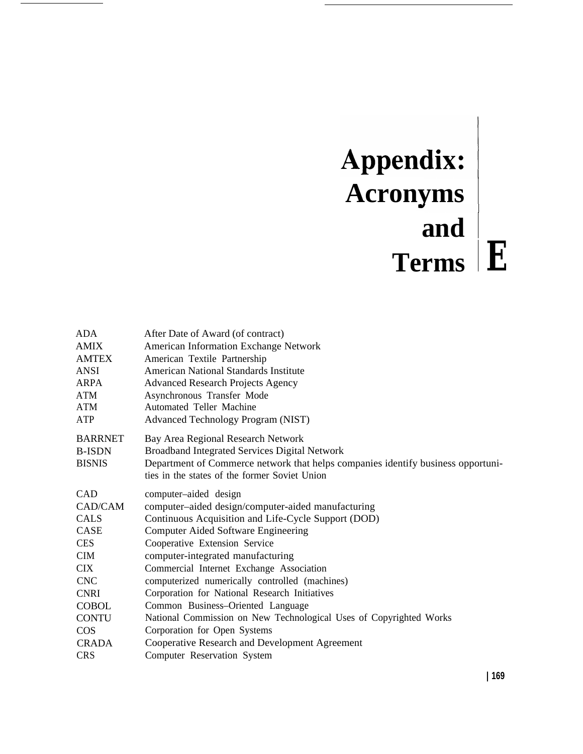# Appendix: Acronyms and Terms E

| | |
|---|---|
| ADA | After Date of Award (of contract) |
| AMIX | American Information Exchange Network |
| AMTEX | American Textile Partnership |
| ANSI | American National Standards Institute |
| ARPA | Advanced Research Projects Agency |
| ATM | Asynchronous Transfer Mode |
| ATM | Automated Teller Machine |
| ATP | Advanced Technology Program (NIST) |
| BARRNET | Bay Area Regional Research Network |
| B-ISDN | Broadband Integrated Services Digital Network |
| BISNIS | Department of Commerce network that helps companies identify business opportunities in the states of the former Soviet Union |
| CAD | computer–aided design |
| CAD/CAM | computer–aided design/computer-aided manufacturing |
| CALS | Continuous Acquisition and Life-Cycle Support (DOD) |
| CASE | Computer Aided Software Engineering |
| CES | Cooperative Extension Service |
| CIM | computer-integrated manufacturing |
| CIX | Commercial Internet Exchange Association |
| CNC | computerized numerically controlled (machines) |
| CNRI | Corporation for National Research Initiatives |
| COBOL | Common Business–Oriented Language |
| CONTU | National Commission on New Technological Uses of Copyrighted Works |
| COS | Corporation for Open Systems |
| CRADA | Cooperative Research and Development Agreement |
| CRS | Computer Reservation System |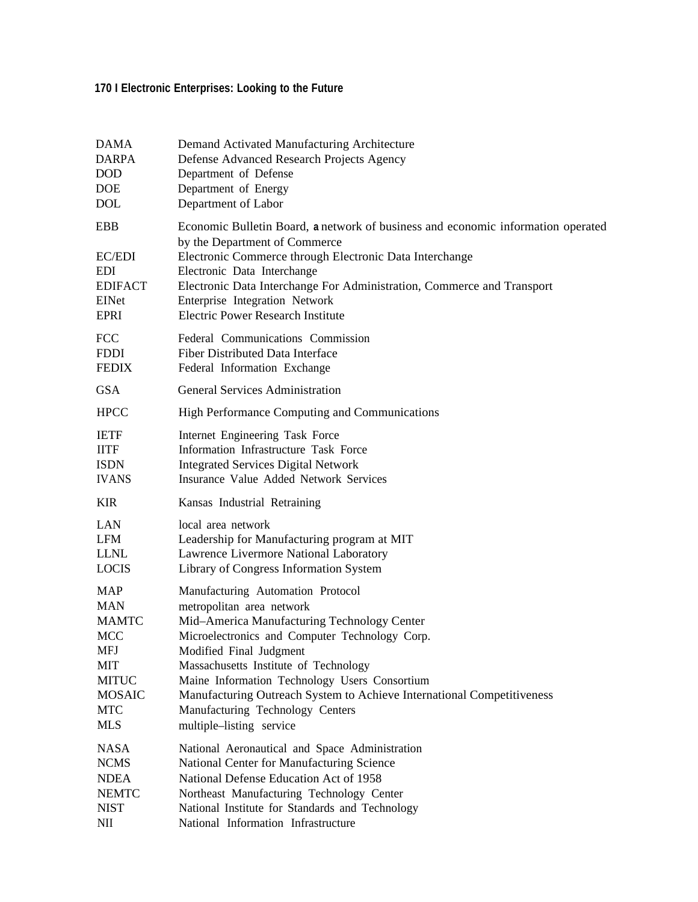| | |
|---|---|
| DAMA | Demand Activated Manufacturing Architecture |
| DARPA | Defense Advanced Research Projects Agency |
| DOD | Department of Defense |
| DOE | Department of Energy |
| DOL | Department of Labor |
| EBB | Economic Bulletin Board, a network of business and economic information operated by the Department of Commerce |
| EC/EDI | Electronic Commerce through Electronic Data Interchange |
| EDI | Electronic Data Interchange |
| EDIFACT | Electronic Data Interchange For Administration, Commerce and Transport |
| EINet | Enterprise Integration Network |
| EPRI | Electric Power Research Institute |
| FCC | Federal Communications Commission |
| FDDI | Fiber Distributed Data Interface |
| FEDIX | Federal Information Exchange |
| GSA | General Services Administration |
| HPCC | High Performance Computing and Communications |
| IETF | Internet Engineering Task Force |
| IITF | Information Infrastructure Task Force |
| ISDN | Integrated Services Digital Network |
| IVANS | Insurance Value Added Network Services |
| KIR | Kansas Industrial Retraining |
| LAN | local area network |
| LFM | Leadership for Manufacturing program at MIT |
| LLNL | Lawrence Livermore National Laboratory |
| LOCIS | Library of Congress Information System |
| MAP | Manufacturing Automation Protocol |
| MAN | metropolitan area network |
| MAMTC | Mid–America Manufacturing Technology Center |
| MCC | Microelectronics and Computer Technology Corp. |
| MFJ | Modified Final Judgment |
| MIT | Massachusetts Institute of Technology |
| MITUC | Maine Information Technology Users Consortium |
| MOSAIC | Manufacturing Outreach System to Achieve International Competitiveness |
| MTC | Manufacturing Technology Centers |
| MLS | multiple–listing service |
| NASA | National Aeronautical and Space Administration |
| NCMS | National Center for Manufacturing Science |
| NDEA | National Defense Education Act of 1958 |
| NEMTC | Northeast Manufacturing Technology Center |
| NIST | National Institute for Standards and Technology |
| NII | National Information Infrastructure |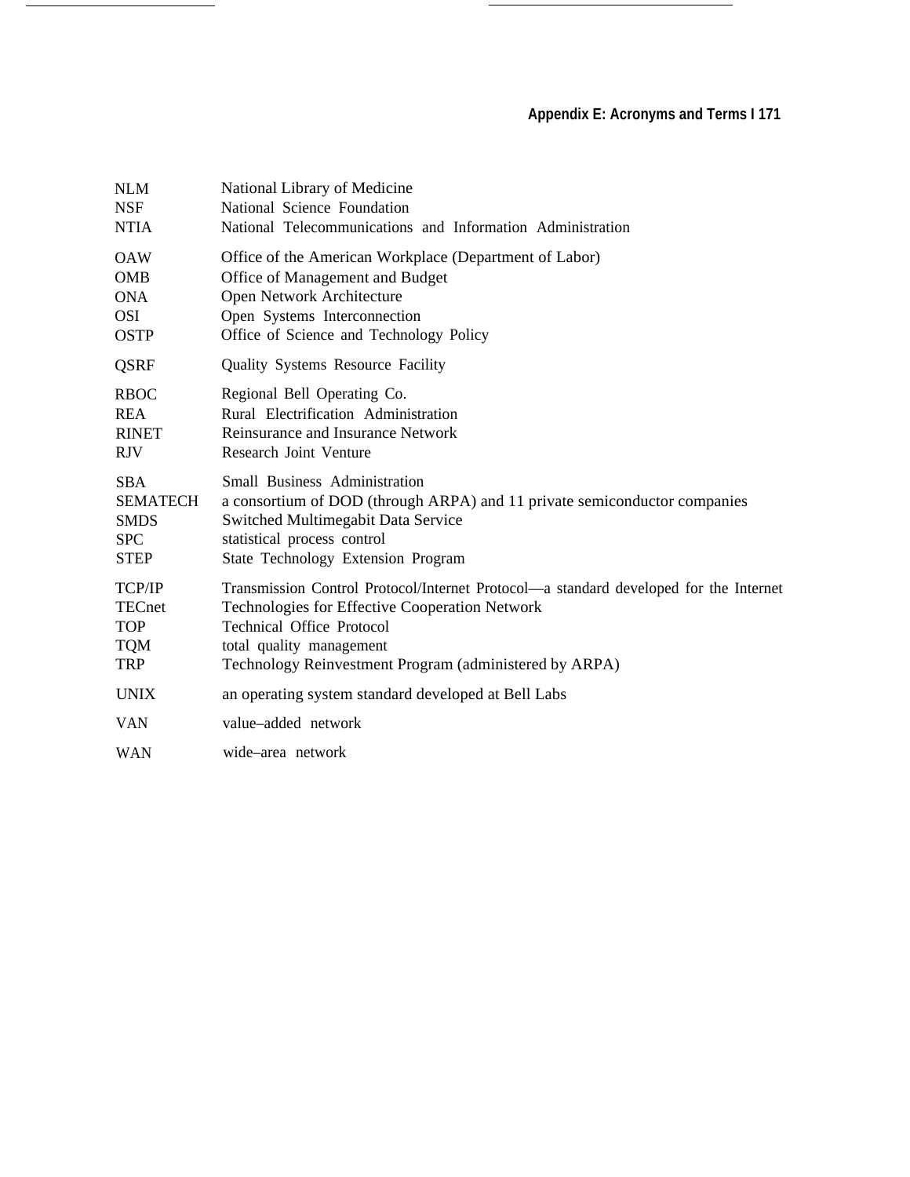| | |
|---|---|
| NLM | National Library of Medicine |
| NSF | National Science Foundation |
| NTIA | National Telecommunications and Information Administration |
| OAW | Office of the American Workplace (Department of Labor) |
| OMB | Office of Management and Budget |
| ONA | Open Network Architecture |
| OSI | Open Systems Interconnection |
| OSTP | Office of Science and Technology Policy |
| QSRF | Quality Systems Resource Facility |
| RBOC | Regional Bell Operating Co. |
| REA | Rural Electrification Administration |
| RINET | Reinsurance and Insurance Network |
| RJV | Research Joint Venture |
| SBA | Small Business Administration |
| SEMATECH | a consortium of DOD (through ARPA) and 11 private semiconductor companies |
| SMDS | Switched Multimegabit Data Service |
| SPC | statistical process control |
| STEP | State Technology Extension Program |
| TCP/IP | Transmission Control Protocol/Internet Protocol—a standard developed for the Internet |
| TECnet | Technologies for Effective Cooperation Network |
| TOP | Technical Office Protocol |
| TQM | total quality management |
| TRP | Technology Reinvestment Program (administered by ARPA) |
| UNIX | an operating system standard developed at Bell Labs |
| VAN | value–added network |
| WAN | wide–area network |